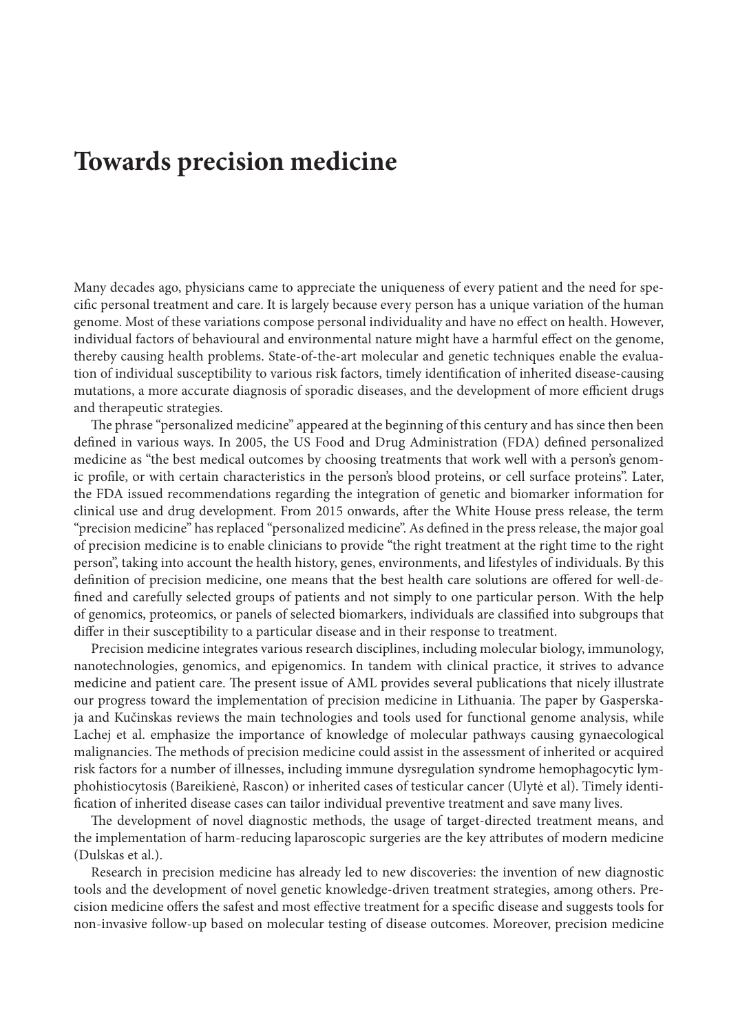# Towards precision medicine

Many decades ago, physicians came to appreciate the uniqueness of every patient and the need for specific personal treatment and care. It is largely because every person has a unique variation of the human genome. Most of these variations compose personal individuality and have no effect on health. However, individual factors of behavioural and environmental nature might have a harmful effect on the genome, thereby causing health problems. State-of-the-art molecular and genetic techniques enable the evaluation of individual susceptibility to various risk factors, timely identification of inherited disease-causing mutations, a more accurate diagnosis of sporadic diseases, and the development of more efficient drugs and therapeutic strategies.

The phrase "personalized medicine" appeared at the beginning of this century and has since then been defined in various ways. In 2005, the US Food and Drug Administration (FDA) defined personalized medicine as "the best medical outcomes by choosing treatments that work well with a person's genomic profile, or with certain characteristics in the person's blood proteins, or cell surface proteins". Later, the FDA issued recommendations regarding the integration of genetic and biomarker information for clinical use and drug development. From 2015 onwards, after the White House press release, the term "precision medicine" has replaced "personalized medicine". As defined in the press release, the major goal of precision medicine is to enable clinicians to provide "the right treatment at the right time to the right person", taking into account the health history, genes, environments, and lifestyles of individuals. By this definition of precision medicine, one means that the best health care solutions are offered for well-defined and carefully selected groups of patients and not simply to one particular person. With the help of genomics, proteomics, or panels of selected biomarkers, individuals are classified into subgroups that differ in their susceptibility to a particular disease and in their response to treatment.

Precision medicine integrates various research disciplines, including molecular biology, immunology, nanotechnologies, genomics, and epigenomics. In tandem with clinical practice, it strives to advance medicine and patient care. The present issue of AML provides several publications that nicely illustrate our progress toward the implementation of precision medicine in Lithuania. The paper by Gasperskaja and Kučinskas reviews the main technologies and tools used for functional genome analysis, while Lachej et al. emphasize the importance of knowledge of molecular pathways causing gynaecological malignancies. The methods of precision medicine could assist in the assessment of inherited or acquired risk factors for a number of illnesses, including immune dysregulation syndrome hemophagocytic lymphohistiocytosis (Bareikienė, Rascon) or inherited cases of testicular cancer (Ulytė et al). Timely identification of inherited disease cases can tailor individual preventive treatment and save many lives.

The development of novel diagnostic methods, the usage of target-directed treatment means, and the implementation of harm-reducing laparoscopic surgeries are the key attributes of modern medicine (Dulskas et al.).

Research in precision medicine has already led to new discoveries: the invention of new diagnostic tools and the development of novel genetic knowledge-driven treatment strategies, among others. Precision medicine offers the safest and most effective treatment for a specific disease and suggests tools for non-invasive follow-up based on molecular testing of disease outcomes. Moreover, precision medicine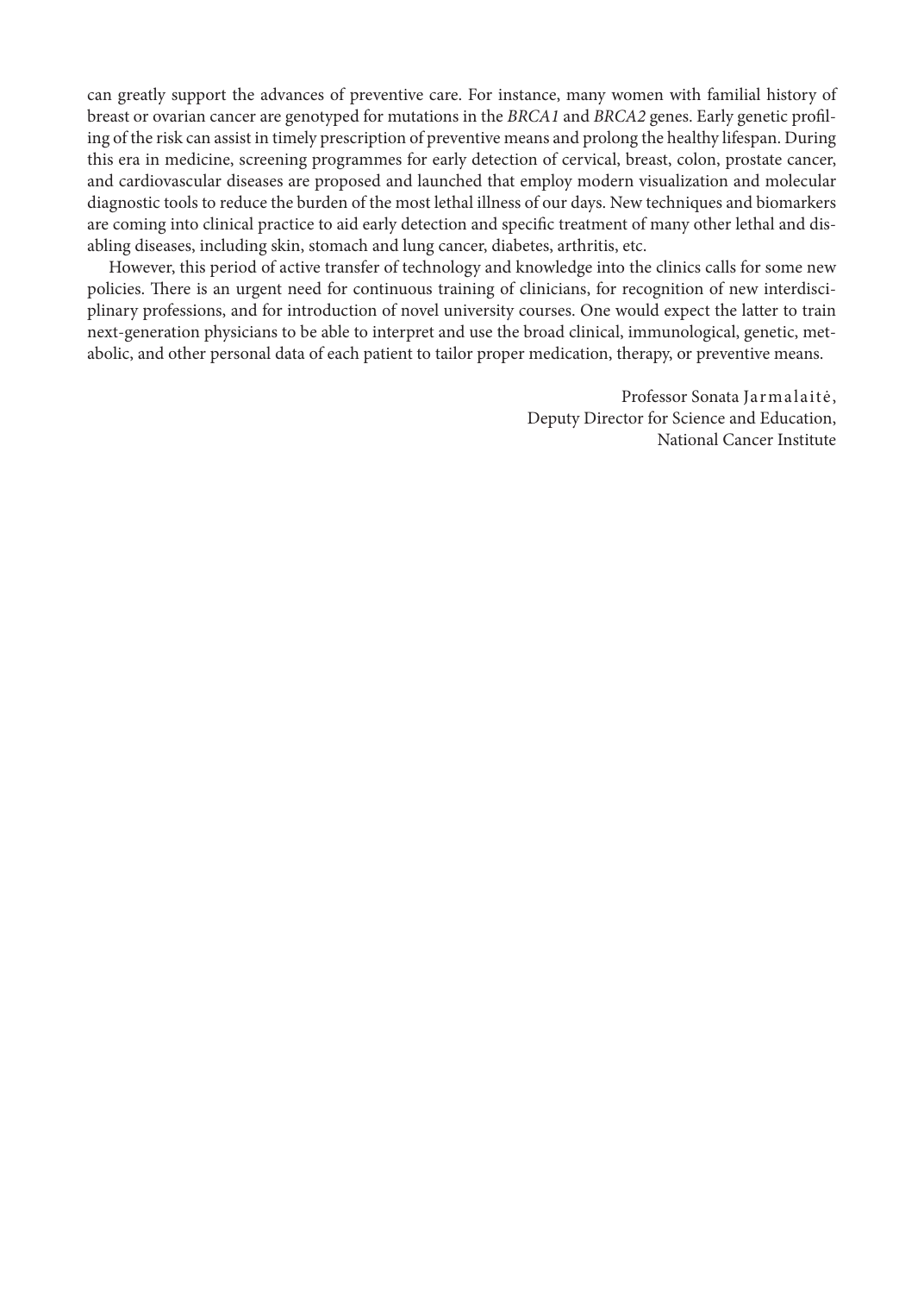can greatly support the advances of preventive care. For instance, many women with familial history of breast or ovarian cancer are genotyped for mutations in the *BRCA1* and *BRCA2* genes. Early genetic profiling of the risk can assist in timely prescription of preventive means and prolong the healthy lifespan. During this era in medicine, screening programmes for early detection of cervical, breast, colon, prostate cancer, and cardiovascular diseases are proposed and launched that employ modern visualization and molecular diagnostic tools to reduce the burden of the most lethal illness of our days. New techniques and biomarkers are coming into clinical practice to aid early detection and specific treatment of many other lethal and disabling diseases, including skin, stomach and lung cancer, diabetes, arthritis, etc.

However, this period of active transfer of technology and knowledge into the clinics calls for some new policies. There is an urgent need for continuous training of clinicians, for recognition of new interdisciplinary professions, and for introduction of novel university courses. One would expect the latter to train next-generation physicians to be able to interpret and use the broad clinical, immunological, genetic, metabolic, and other personal data of each patient to tailor proper medication, therapy, or preventive means.

Professor Sonata Jarmalaitė,
Deputy Director for Science and Education,
National Cancer Institute